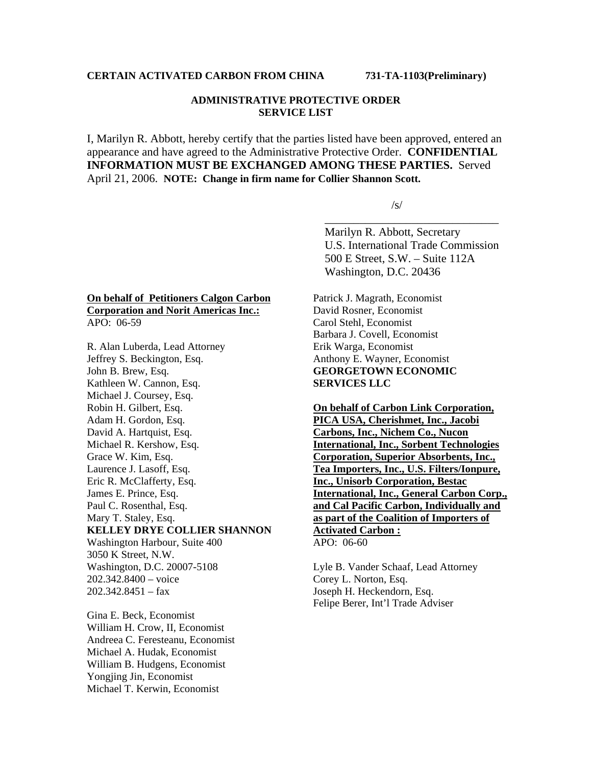**CERTAIN ACTIVATED CARBON FROM CHINA 731-TA-1103(Preliminary)**

**ADMINISTRATIVE PROTECTIVE ORDER SERVICE LIST**

I, Marilyn R. Abbott, hereby certify that the parties listed have been approved, entered an appearance and have agreed to the Administrative Protective Order. **CONFIDENTIAL INFORMATION MUST BE EXCHANGED AMONG THESE PARTIES.** Served April 21, 2006. **NOTE: Change in firm name for Collier Shannon Scott.**

/s/

Marilyn R. Abbott, Secretary
U.S. International Trade Commission
500 E Street, S.W. – Suite 112A
Washington, D.C. 20436

**On behalf of Petitioners Calgon Carbon Corporation and Norit Americas Inc.:**
APO: 06-59

R. Alan Luberda, Lead Attorney
Jeffrey S. Beckington, Esq.
John B. Brew, Esq.
Kathleen W. Cannon, Esq.
Michael J. Coursey, Esq.
Robin H. Gilbert, Esq.
Adam H. Gordon, Esq.
David A. Hartquist, Esq.
Michael R. Kershow, Esq.
Grace W. Kim, Esq.
Laurence J. Lasoff, Esq.
Eric R. McClafferty, Esq.
James E. Prince, Esq.
Paul C. Rosenthal, Esq.
Mary T. Staley, Esq.
**KELLEY DRYE COLLIER SHANNON**
Washington Harbour, Suite 400
3050 K Street, N.W.
Washington, D.C. 20007-5108
202.342.8400 – voice
202.342.8451 – fax

Gina E. Beck, Economist
William H. Crow, II, Economist
Andreea C. Feresteanu, Economist
Michael A. Hudak, Economist
William B. Hudgens, Economist
Yongjing Jin, Economist
Michael T. Kerwin, Economist
Patrick J. Magrath, Economist
David Rosner, Economist
Carol Stehl, Economist
Barbara J. Covell, Economist
Erik Warga, Economist
Anthony E. Wayner, Economist
**GEORGETOWN ECONOMIC SERVICES LLC**

**On behalf of Carbon Link Corporation, PICA USA, Cherishmet, Inc., Jacobi Carbons, Inc., Nichem Co., Nucon International, Inc., Sorbent Technologies Corporation, Superior Absorbents, Inc., Tea Importers, Inc., U.S. Filters/Ionpure, Inc., Unisorb Corporation, Bestac International, Inc., General Carbon Corp., and Cal Pacific Carbon, Individually and as part of the Coalition of Importers of Activated Carbon :**
APO: 06-60

Lyle B. Vander Schaaf, Lead Attorney
Corey L. Norton, Esq.
Joseph H. Heckendorn, Esq.
Felipe Berer, Int'l Trade Adviser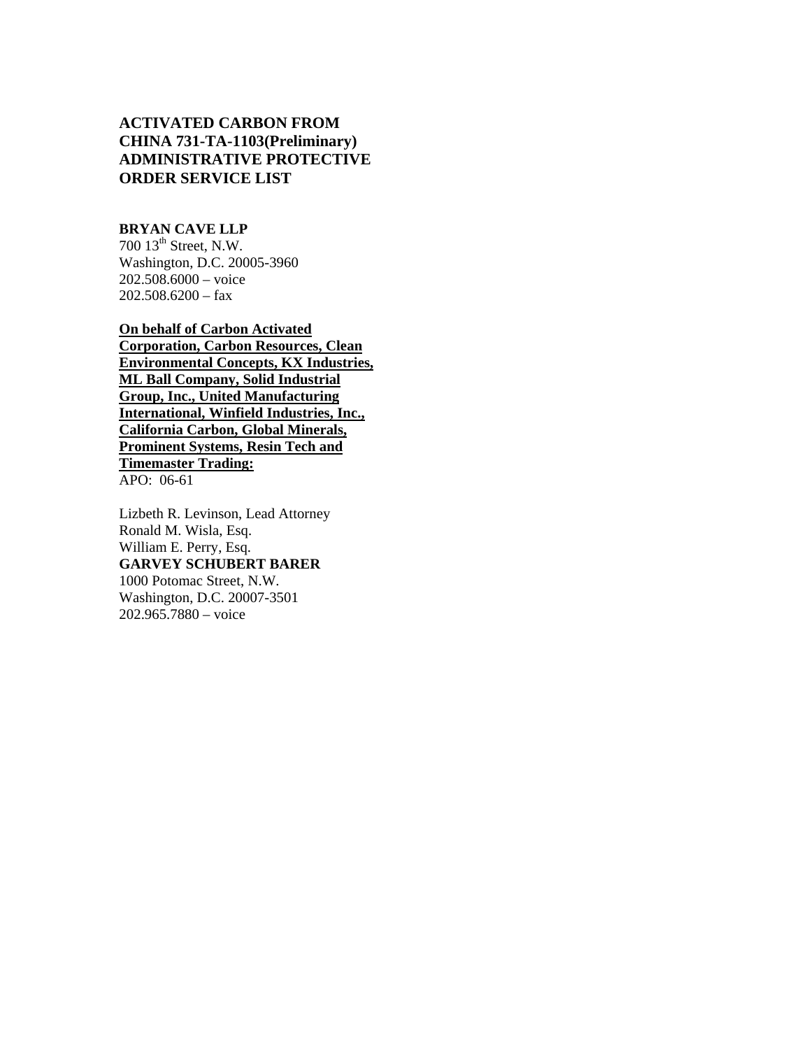**ACTIVATED CARBON FROM CHINA 731-TA-1103(Preliminary) ADMINISTRATIVE PROTECTIVE ORDER SERVICE LIST**

**BRYAN CAVE LLP**
700 13th Street, N.W.
Washington, D.C. 20005-3960
202.508.6000 – voice
202.508.6200 – fax

**On behalf of Carbon Activated Corporation, Carbon Resources, Clean Environmental Concepts, KX Industries, ML Ball Company, Solid Industrial Group, Inc., United Manufacturing International, Winfield Industries, Inc., California Carbon, Global Minerals, Prominent Systems, Resin Tech and Timemaster Trading:**
APO: 06-61

Lizbeth R. Levinson, Lead Attorney
Ronald M. Wisla, Esq.
William E. Perry, Esq.
**GARVEY SCHUBERT BARER**
1000 Potomac Street, N.W.
Washington, D.C. 20007-3501
202.965.7880 – voice